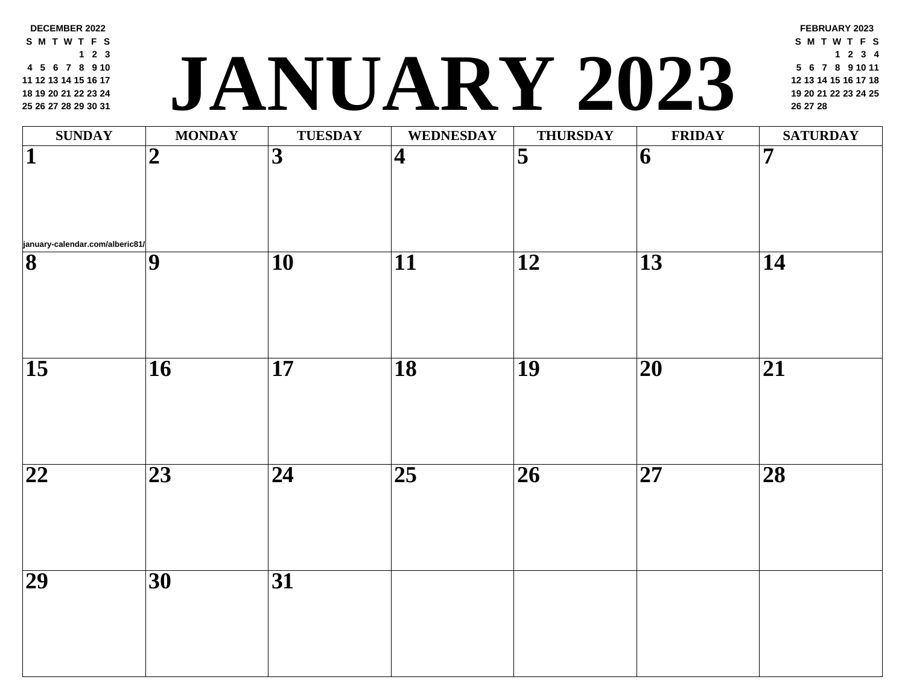# JANUARY 2023

**DECEMBER 2022**

| S | M | T | W | T | F | S |
|---|---|---|---|---|---|---|
| | | | | 1 | 2 | 3 |
| 4 | 5 | 6 | 7 | 8 | 9 | 10 |
| 11 | 12 | 13 | 14 | 15 | 16 | 17 |
| 18 | 19 | 20 | 21 | 22 | 23 | 24 |
| 25 | 26 | 27 | 28 | 29 | 30 | 31 |

**FEBRUARY 2023**

| S | M | T | W | T | F | S |
|---|---|---|---|---|---|---|
| | | | 1 | 2 | 3 | 4 |
| 5 | 6 | 7 | 8 | 9 | 10 | 11 |
| 12 | 13 | 14 | 15 | 16 | 17 | 18 |
| 19 | 20 | 21 | 22 | 23 | 24 | 25 |
| 26 | 27 | 28 | | | | |

| SUNDAY | MONDAY | TUESDAY | WEDNESDAY | THURSDAY | FRIDAY | SATURDAY |
|---|---|---|---|---|---|---|
| **1** january-calendar.com/alberic81/ | **2** | **3** | **4** | **5** | **6** | **7** |
| **8** | **9** | **10** | **11** | **12** | **13** | **14** |
| **15** | **16** | **17** | **18** | **19** | **20** | **21** |
| **22** | **23** | **24** | **25** | **26** | **27** | **28** |
| **29** | **30** | **31** | | | | |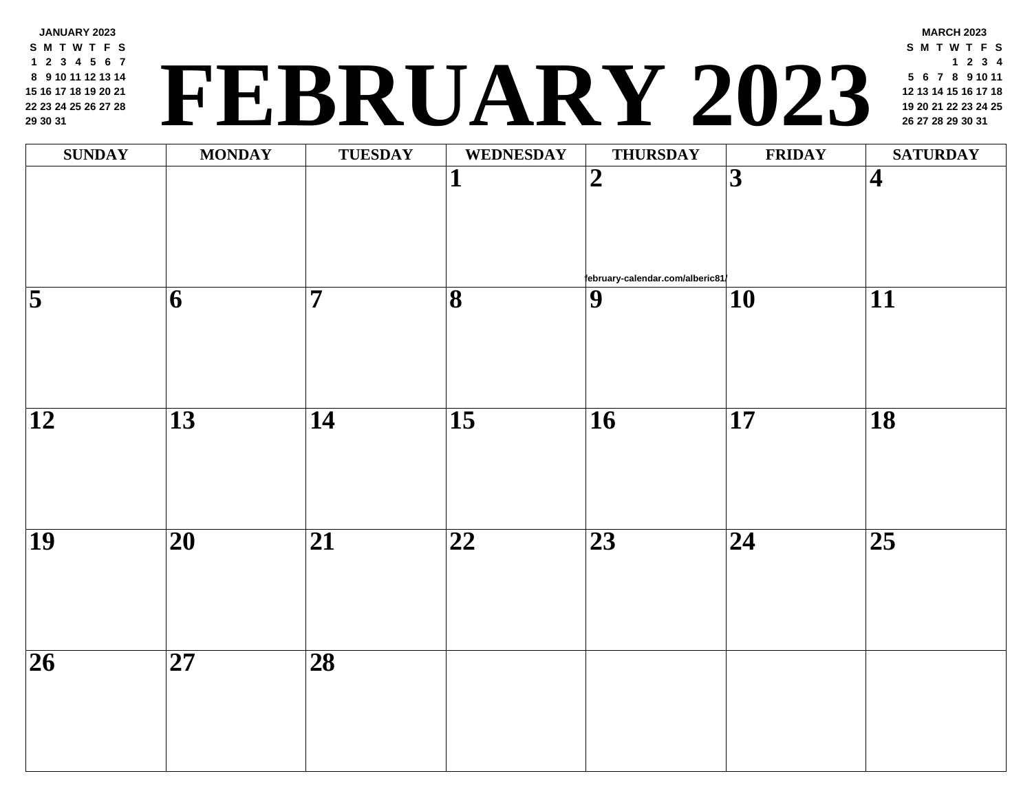# FEBRUARY 2023

**JANUARY 2023**

| S | M | T | W | T | F | S |
|---|---|---|---|---|---|---|
| 1 | 2 | 3 | 4 | 5 | 6 | 7 |
| 8 | 9 | 10 | 11 | 12 | 13 | 14 |
| 15 | 16 | 17 | 18 | 19 | 20 | 21 |
| 22 | 23 | 24 | 25 | 26 | 27 | 28 |
| 29 | 30 | 31 | | | | |

**MARCH 2023**

| S | M | T | W | T | F | S |
|---|---|---|---|---|---|---|
| | | | 1 | 2 | 3 | 4 |
| 5 | 6 | 7 | 8 | 9 | 10 | 11 |
| 12 | 13 | 14 | 15 | 16 | 17 | 18 |
| 19 | 20 | 21 | 22 | 23 | 24 | 25 |
| 26 | 27 | 28 | 29 | 30 | 31 | |

| SUNDAY | MONDAY | TUESDAY | WEDNESDAY | THURSDAY | FRIDAY | SATURDAY |
|---|---|---|---|---|---|---|
| | | | 1 | 2 | 3 | 4 |
| 5 | 6 | 7 | 8 | 9 | 10 | 11 |
| 12 | 13 | 14 | 15 | 16 | 17 | 18 |
| 19 | 20 | 21 | 22 | 23 | 24 | 25 |
| 26 | 27 | 28 | | | | |

february-calendar.com/alberic81/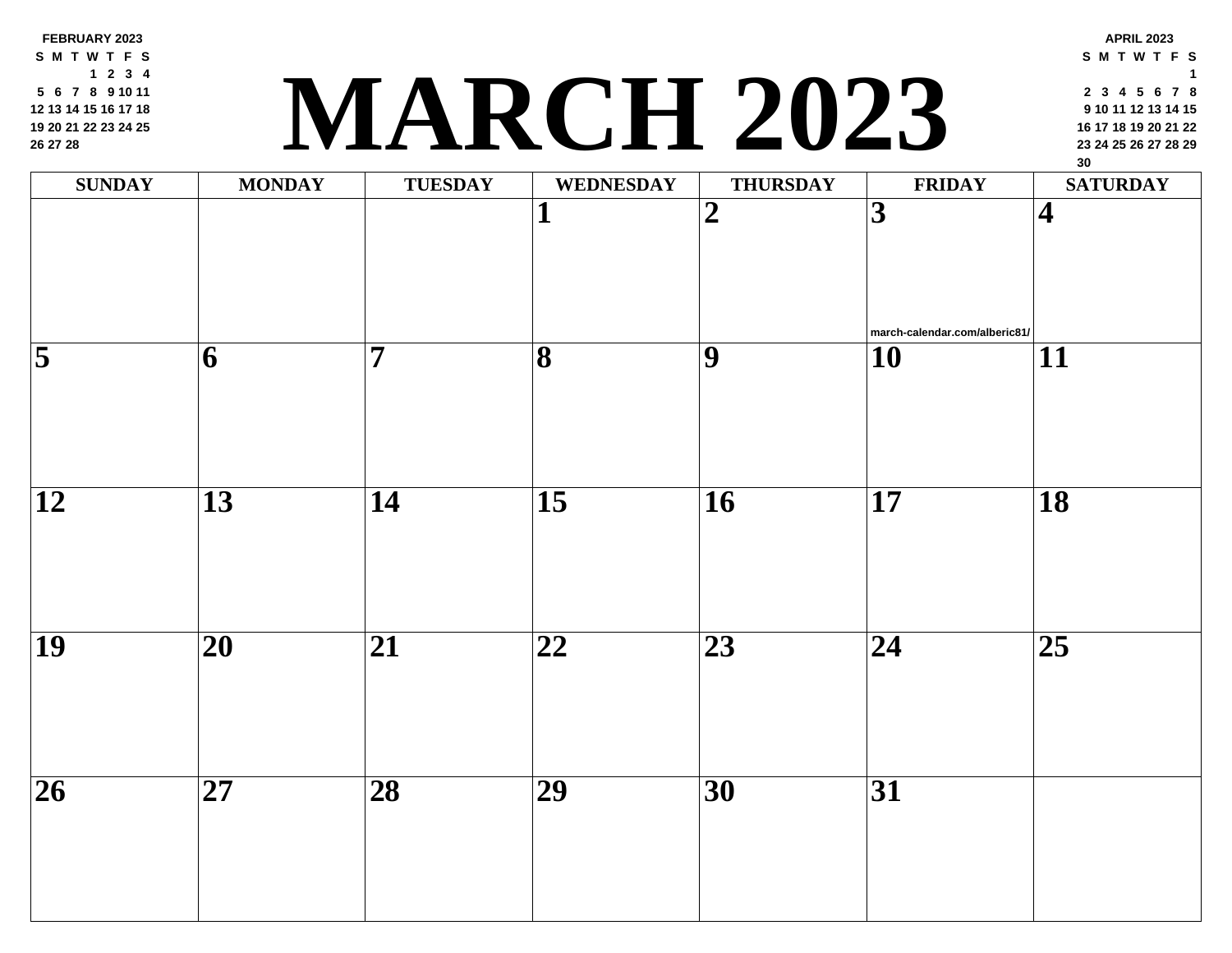**FEBRUARY 2023**

| S | M | T | W | T | F | S |
|---|---|---|---|---|---|---|
| | | | 1 | 2 | 3 | 4 |
| 5 | 6 | 7 | 8 | 9 | 10 | 11 |
| 12 | 13 | 14 | 15 | 16 | 17 | 18 |
| 19 | 20 | 21 | 22 | 23 | 24 | 25 |
| 26 | 27 | 28 | | | | |

# MARCH 2023

**APRIL 2023**

| S | M | T | W | T | F | S |
|---|---|---|---|---|---|---|
| | | | | | | 1 |
| 2 | 3 | 4 | 5 | 6 | 7 | 8 |
| 9 | 10 | 11 | 12 | 13 | 14 | 15 |
| 16 | 17 | 18 | 19 | 20 | 21 | 22 |
| 23 | 24 | 25 | 26 | 27 | 28 | 29 |
| 30 | | | | | | |

| SUNDAY | MONDAY | TUESDAY | WEDNESDAY | THURSDAY | FRIDAY | SATURDAY |
|---|---|---|---|---|---|---|
| | | | 1 | 2 | 3 march-calendar.com/alberic81/ | 4 |
| 5 | 6 | 7 | 8 | 9 | 10 | 11 |
| 12 | 13 | 14 | 15 | 16 | 17 | 18 |
| 19 | 20 | 21 | 22 | 23 | 24 | 25 |
| 26 | 27 | 28 | 29 | 30 | 31 | |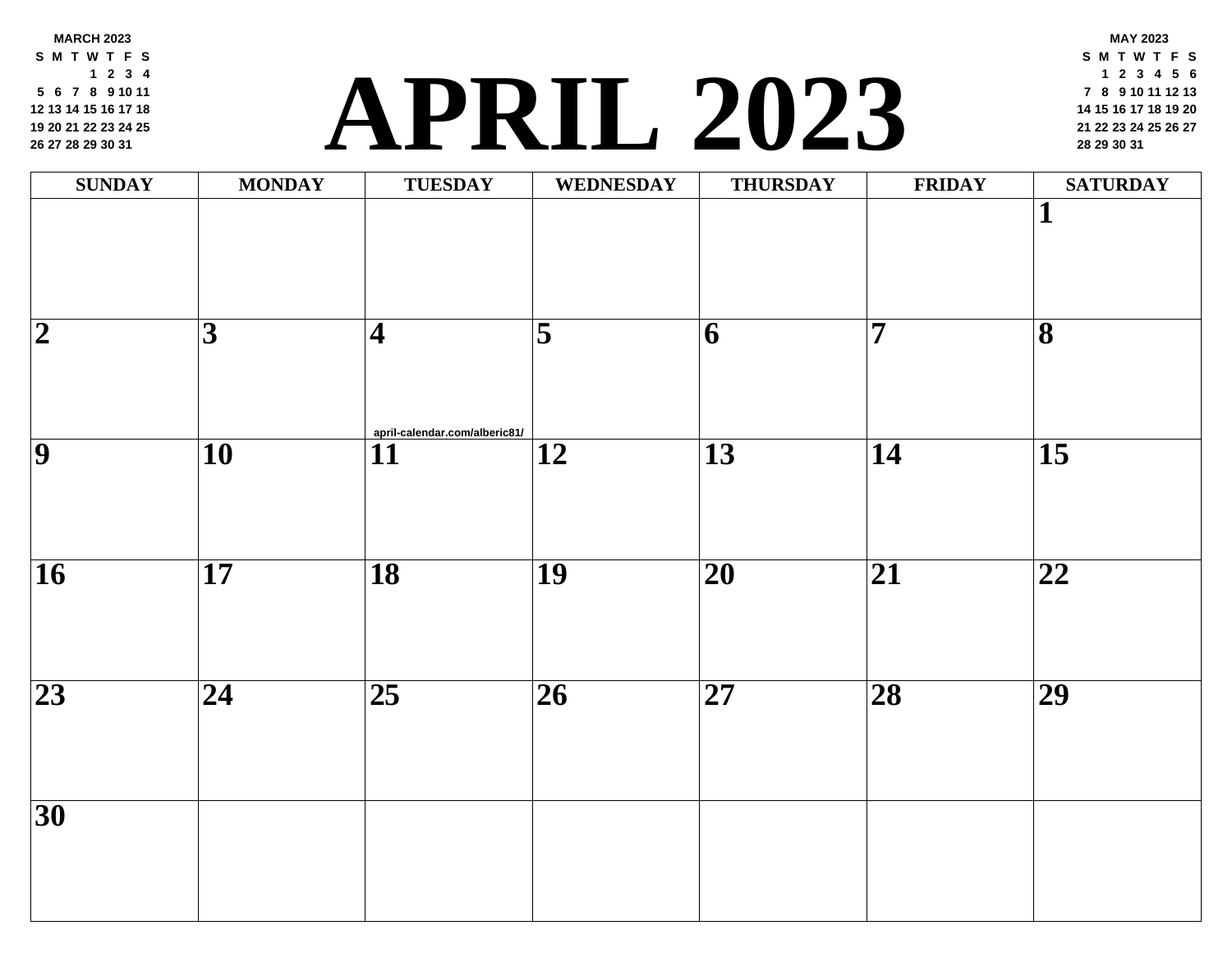# APRIL 2023

**MARCH 2023**

| S | M | T | W | T | F | S |
|---|---|---|---|---|---|---|
| | | | 1 | 2 | 3 | 4 |
| 5 | 6 | 7 | 8 | 9 | 10 | 11 |
| 12 | 13 | 14 | 15 | 16 | 17 | 18 |
| 19 | 20 | 21 | 22 | 23 | 24 | 25 |
| 26 | 27 | 28 | 29 | 30 | 31 | |

**MAY 2023**

| S | M | T | W | T | F | S |
|---|---|---|---|---|---|---|
| | 1 | 2 | 3 | 4 | 5 | 6 |
| 7 | 8 | 9 | 10 | 11 | 12 | 13 |
| 14 | 15 | 16 | 17 | 18 | 19 | 20 |
| 21 | 22 | 23 | 24 | 25 | 26 | 27 |
| 28 | 29 | 30 | 31 | | | |

| SUNDAY | MONDAY | TUESDAY | WEDNESDAY | THURSDAY | FRIDAY | SATURDAY |
|---|---|---|---|---|---|---|
| | | | | | | 1 |
| 2 | 3 | 4 | 5 | 6 | 7 | 8 |
| 9 | 10 | 11 | 12 | 13 | 14 | 15 |
| 16 | 17 | 18 | 19 | 20 | 21 | 22 |
| 23 | 24 | 25 | 26 | 27 | 28 | 29 |
| 30 | | | | | | |

april-calendar.com/alberic81/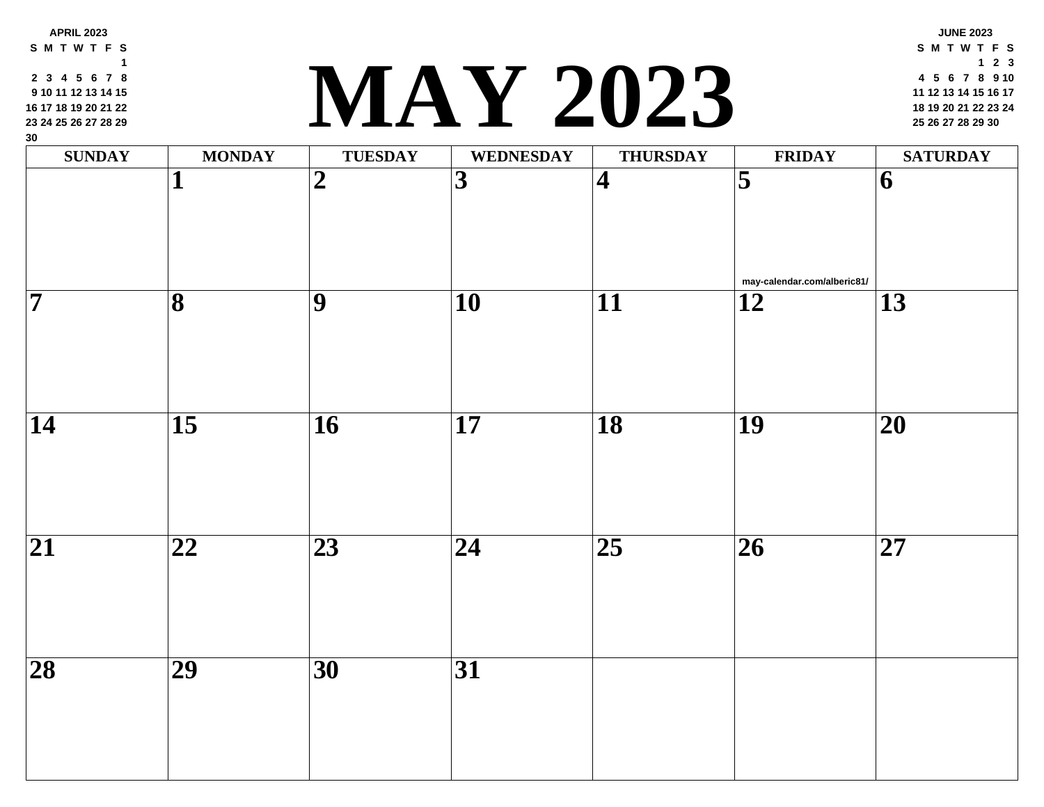# MAY 2023

**APRIL 2023**

| S | M | T | W | T | F | S |
|---|---|---|---|---|---|---|
| | | | | | | 1 |
| 2 | 3 | 4 | 5 | 6 | 7 | 8 |
| 9 | 10 | 11 | 12 | 13 | 14 | 15 |
| 16 | 17 | 18 | 19 | 20 | 21 | 22 |
| 23 | 24 | 25 | 26 | 27 | 28 | 29 |
| 30 | | | | | | |

**JUNE 2023**

| S | M | T | W | T | F | S |
|---|---|---|---|---|---|---|
| | | | | 1 | 2 | 3 |
| 4 | 5 | 6 | 7 | 8 | 9 | 10 |
| 11 | 12 | 13 | 14 | 15 | 16 | 17 |
| 18 | 19 | 20 | 21 | 22 | 23 | 24 |
| 25 | 26 | 27 | 28 | 29 | 30 | |

| SUNDAY | MONDAY | TUESDAY | WEDNESDAY | THURSDAY | FRIDAY | SATURDAY |
|---|---|---|---|---|---|---|
| | 1 | 2 | 3 | 4 | 5 may-calendar.com/alberic81/ | 6 |
| 7 | 8 | 9 | 10 | 11 | 12 | 13 |
| 14 | 15 | 16 | 17 | 18 | 19 | 20 |
| 21 | 22 | 23 | 24 | 25 | 26 | 27 |
| 28 | 29 | 30 | 31 | | | |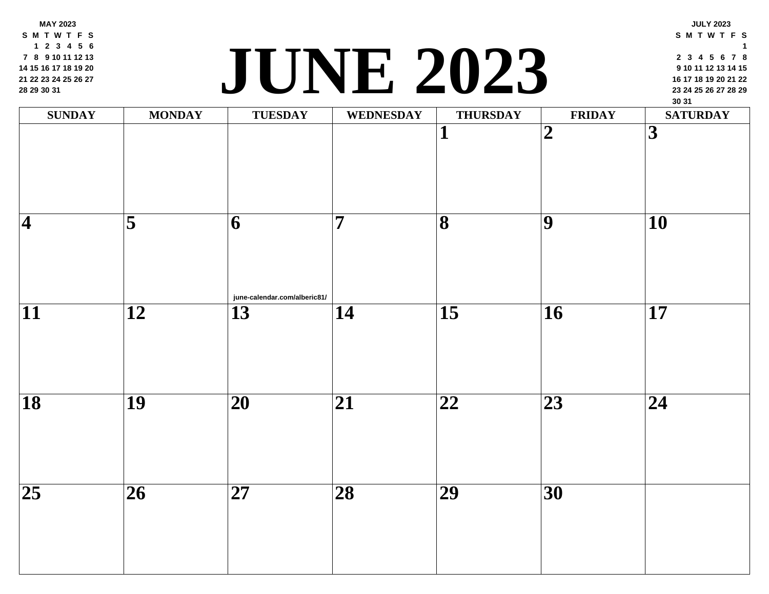# JUNE 2023

**MAY 2023**

| S | M | T | W | T | F | S |
|---|---|---|---|---|---|---|
| | 1 | 2 | 3 | 4 | 5 | 6 |
| 7 | 8 | 9 | 10 | 11 | 12 | 13 |
| 14 | 15 | 16 | 17 | 18 | 19 | 20 |
| 21 | 22 | 23 | 24 | 25 | 26 | 27 |
| 28 | 29 | 30 | 31 | | | |

**JULY 2023**

| S | M | T | W | T | F | S |
|---|---|---|---|---|---|---|
| | | | | | | 1 |
| 2 | 3 | 4 | 5 | 6 | 7 | 8 |
| 9 | 10 | 11 | 12 | 13 | 14 | 15 |
| 16 | 17 | 18 | 19 | 20 | 21 | 22 |
| 23 | 24 | 25 | 26 | 27 | 28 | 29 |
| 30 | 31 | | | | | |

| SUNDAY | MONDAY | TUESDAY | WEDNESDAY | THURSDAY | FRIDAY | SATURDAY |
|---|---|---|---|---|---|---|
| | | | | 1 | 2 | 3 |
| 4 | 5 | 6 june-calendar.com/alberic81/ | 7 | 8 | 9 | 10 |
| 11 | 12 | 13 | 14 | 15 | 16 | 17 |
| 18 | 19 | 20 | 21 | 22 | 23 | 24 |
| 25 | 26 | 27 | 28 | 29 | 30 | |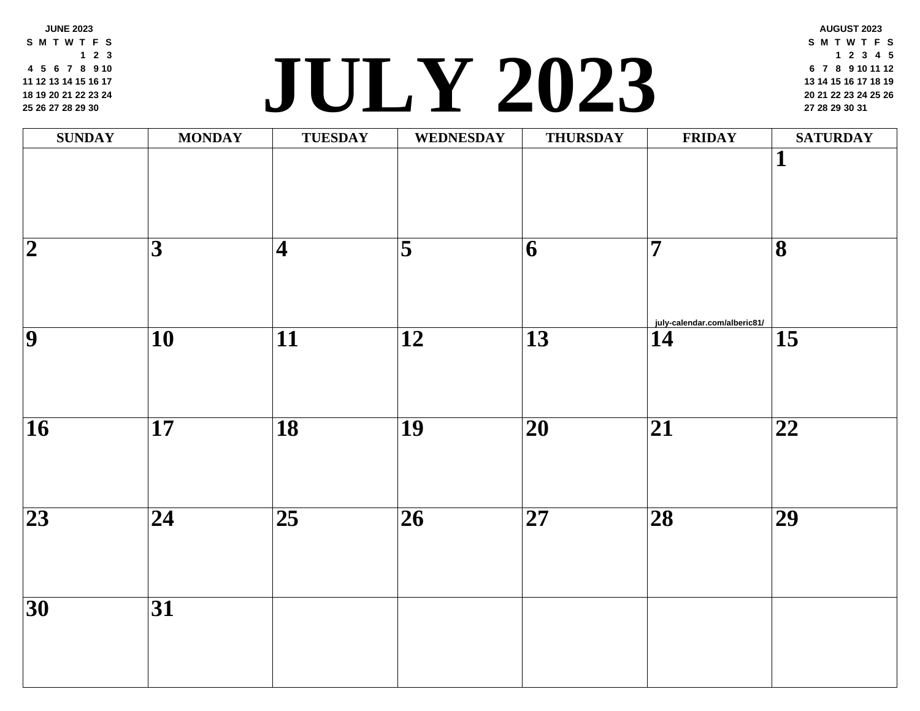# JULY 2023

**JUNE 2023**

| S | M | T | W | T | F | S |
|---|---|---|---|---|---|---|
| | | | | 1 | 2 | 3 |
| 4 | 5 | 6 | 7 | 8 | 9 | 10 |
| 11 | 12 | 13 | 14 | 15 | 16 | 17 |
| 18 | 19 | 20 | 21 | 22 | 23 | 24 |
| 25 | 26 | 27 | 28 | 29 | 30 | |

**AUGUST 2023**

| S | M | T | W | T | F | S |
|---|---|---|---|---|---|---|
| | | 1 | 2 | 3 | 4 | 5 |
| 6 | 7 | 8 | 9 | 10 | 11 | 12 |
| 13 | 14 | 15 | 16 | 17 | 18 | 19 |
| 20 | 21 | 22 | 23 | 24 | 25 | 26 |
| 27 | 28 | 29 | 30 | 31 | | |

| SUNDAY | MONDAY | TUESDAY | WEDNESDAY | THURSDAY | FRIDAY | SATURDAY |
|---|---|---|---|---|---|---|
| | | | | | | 1 |
| 2 | 3 | 4 | 5 | 6 | 7 july-calendar.com/alberic81/ | 8 |
| 9 | 10 | 11 | 12 | 13 | 14 | 15 |
| 16 | 17 | 18 | 19 | 20 | 21 | 22 |
| 23 | 24 | 25 | 26 | 27 | 28 | 29 |
| 30 | 31 | | | | | |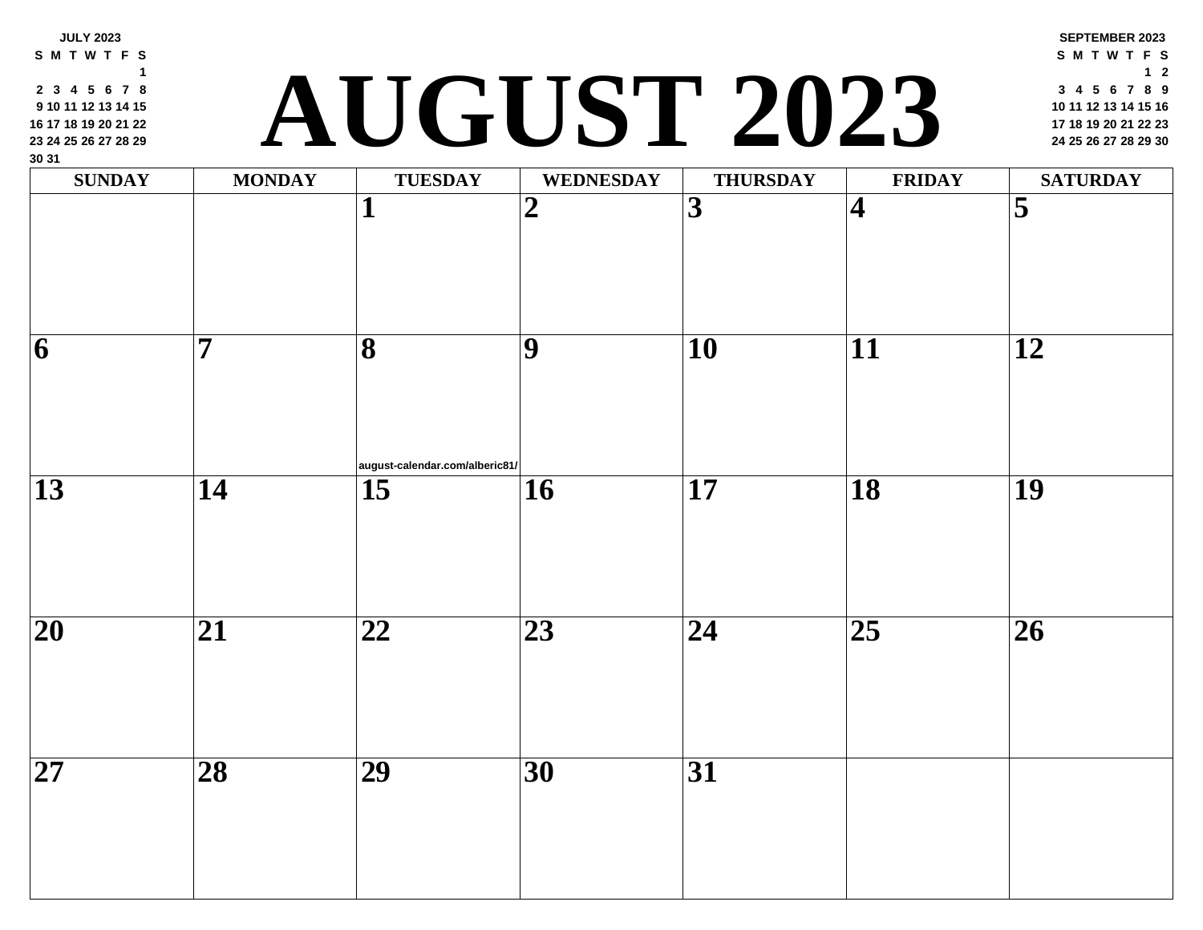| JULY 2023 | | | | | | |
|---|---|---|---|---|---|---|
| S | M | T | W | T | F | S |
| | | | | | | 1 |
| 2 | 3 | 4 | 5 | 6 | 7 | 8 |
| 9 | 10 | 11 | 12 | 13 | 14 | 15 |
| 16 | 17 | 18 | 19 | 20 | 21 | 22 |
| 23 | 24 | 25 | 26 | 27 | 28 | 29 |
| 30 | 31 | | | | | |

# AUGUST 2023

| SEPTEMBER 2023 | | | | | | |
|---|---|---|---|---|---|---|
| S | M | T | W | T | F | S |
| | | | | | 1 | 2 |
| 3 | 4 | 5 | 6 | 7 | 8 | 9 |
| 10 | 11 | 12 | 13 | 14 | 15 | 16 |
| 17 | 18 | 19 | 20 | 21 | 22 | 23 |
| 24 | 25 | 26 | 27 | 28 | 29 | 30 |

| SUNDAY | MONDAY | TUESDAY | WEDNESDAY | THURSDAY | FRIDAY | SATURDAY |
|---|---|---|---|---|---|---|
| | | 1 | 2 | 3 | 4 | 5 |
| 6 | 7 | 8 august-calendar.com/alberic81/ | 9 | 10 | 11 | 12 |
| 13 | 14 | 15 | 16 | 17 | 18 | 19 |
| 20 | 21 | 22 | 23 | 24 | 25 | 26 |
| 27 | 28 | 29 | 30 | 31 | | |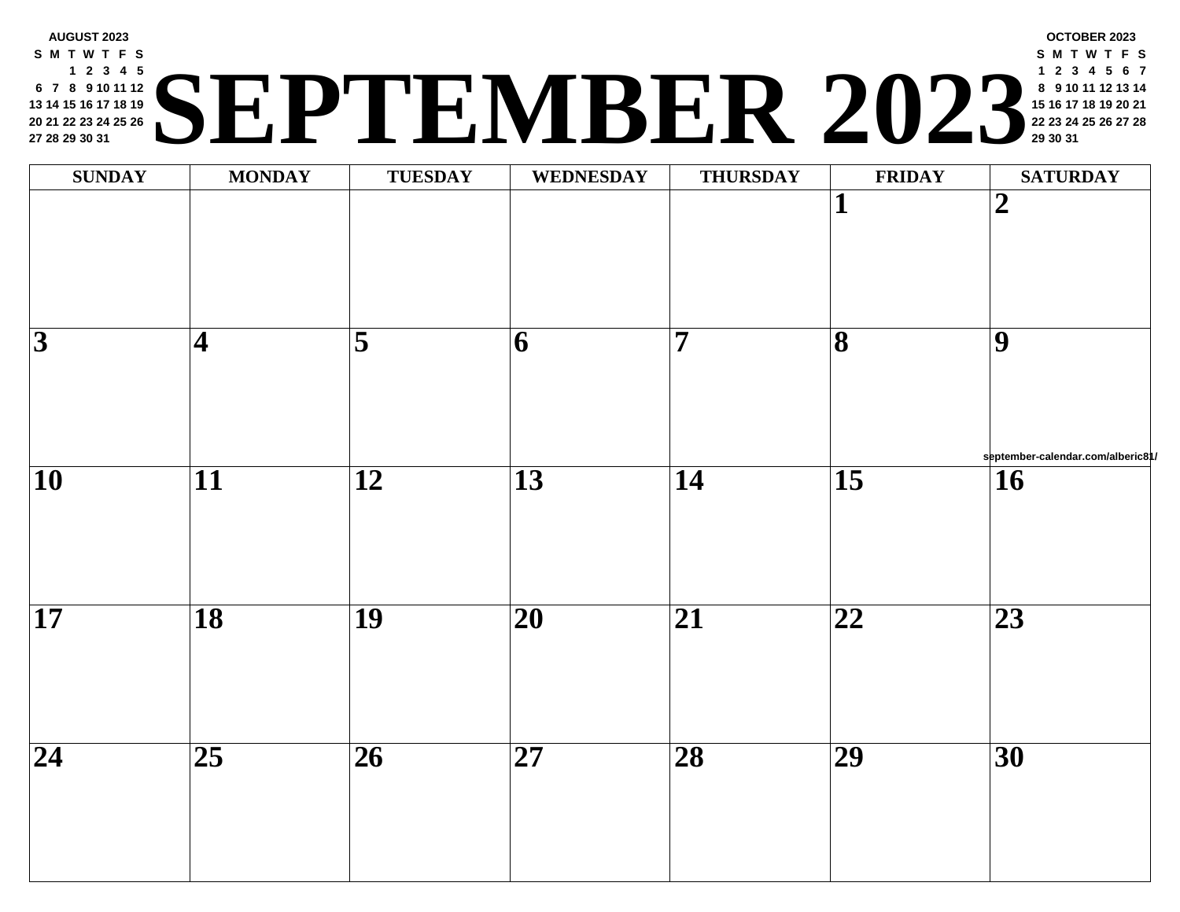# SEPTEMBER 2023

**AUGUST 2023**

| S | M | T | W | T | F | S |
|---|---|---|---|---|---|---|
| | | 1 | 2 | 3 | 4 | 5 |
| 6 | 7 | 8 | 9 | 10 | 11 | 12 |
| 13 | 14 | 15 | 16 | 17 | 18 | 19 |
| 20 | 21 | 22 | 23 | 24 | 25 | 26 |
| 27 | 28 | 29 | 30 | 31 | | |

**OCTOBER 2023**

| S | M | T | W | T | F | S |
|---|---|---|---|---|---|---|
| 1 | 2 | 3 | 4 | 5 | 6 | 7 |
| 8 | 9 | 10 | 11 | 12 | 13 | 14 |
| 15 | 16 | 17 | 18 | 19 | 20 | 21 |
| 22 | 23 | 24 | 25 | 26 | 27 | 28 |
| 29 | 30 | 31 | | | | |

| SUNDAY | MONDAY | TUESDAY | WEDNESDAY | THURSDAY | FRIDAY | SATURDAY |
|---|---|---|---|---|---|---|
| | | | | | 1 | 2 |
| 3 | 4 | 5 | 6 | 7 | 8 | 9 |
| 10 | 11 | 12 | 13 | 14 | 15 | 16 |
| 17 | 18 | 19 | 20 | 21 | 22 | 23 |
| 24 | 25 | 26 | 27 | 28 | 29 | 30 |

september-calendar.com/alberic81/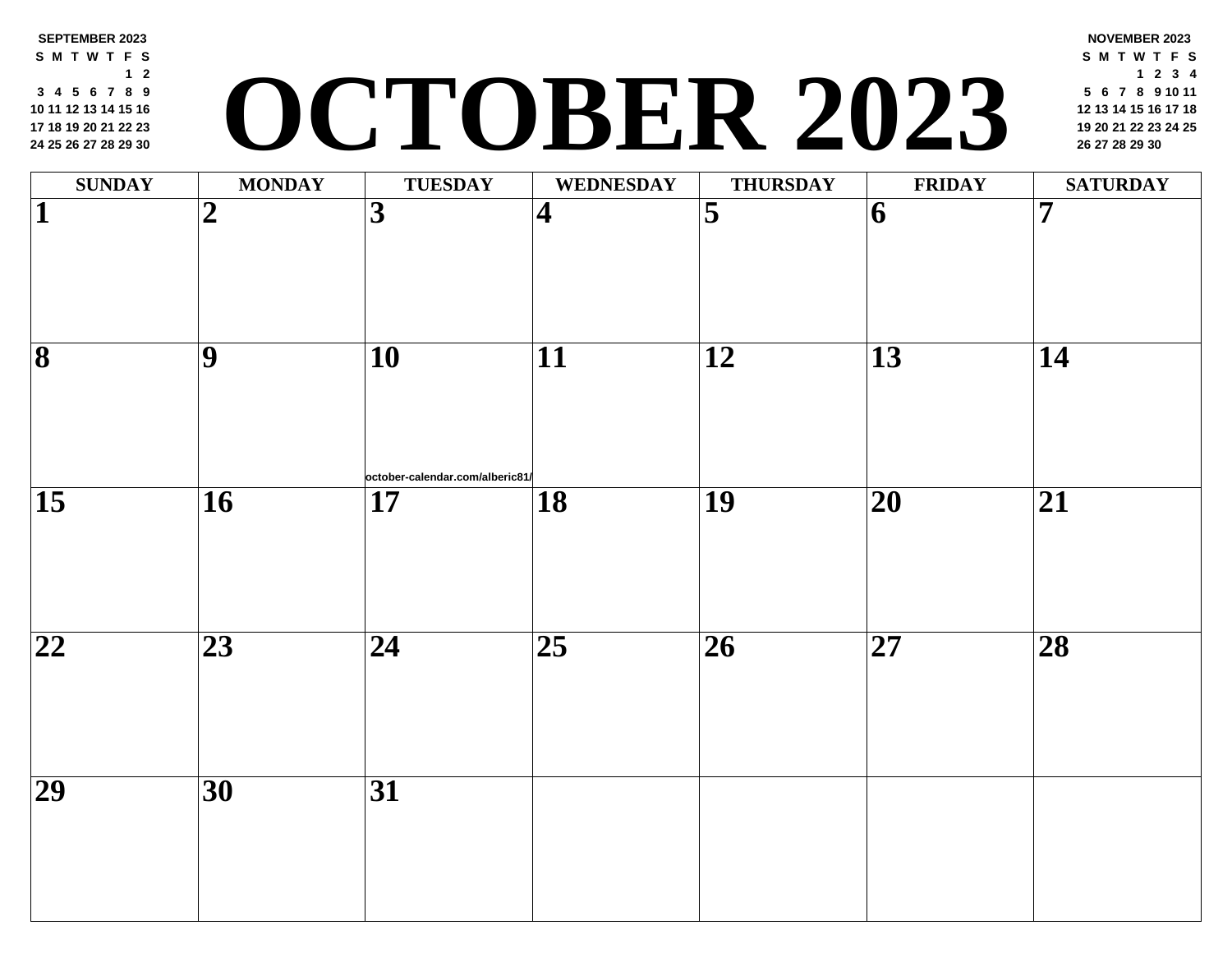# OCTOBER 2023

**SEPTEMBER 2023**

| S | M | T | W | T | F | S |
|---|---|---|---|---|---|---|
| | | | | | 1 | 2 |
| 3 | 4 | 5 | 6 | 7 | 8 | 9 |
| 10 | 11 | 12 | 13 | 14 | 15 | 16 |
| 17 | 18 | 19 | 20 | 21 | 22 | 23 |
| 24 | 25 | 26 | 27 | 28 | 29 | 30 |

**NOVEMBER 2023**

| S | M | T | W | T | F | S |
|---|---|---|---|---|---|---|
| | | | 1 | 2 | 3 | 4 |
| 5 | 6 | 7 | 8 | 9 | 10 | 11 |
| 12 | 13 | 14 | 15 | 16 | 17 | 18 |
| 19 | 20 | 21 | 22 | 23 | 24 | 25 |
| 26 | 27 | 28 | 29 | 30 | | |

| SUNDAY | MONDAY | TUESDAY | WEDNESDAY | THURSDAY | FRIDAY | SATURDAY |
|---|---|---|---|---|---|---|
| 1 | 2 | 3 | 4 | 5 | 6 | 7 |
| 8 | 9 | 10 october-calendar.com/alberic81/ | 11 | 12 | 13 | 14 |
| 15 | 16 | 17 | 18 | 19 | 20 | 21 |
| 22 | 23 | 24 | 25 | 26 | 27 | 28 |
| 29 | 30 | 31 | | | | |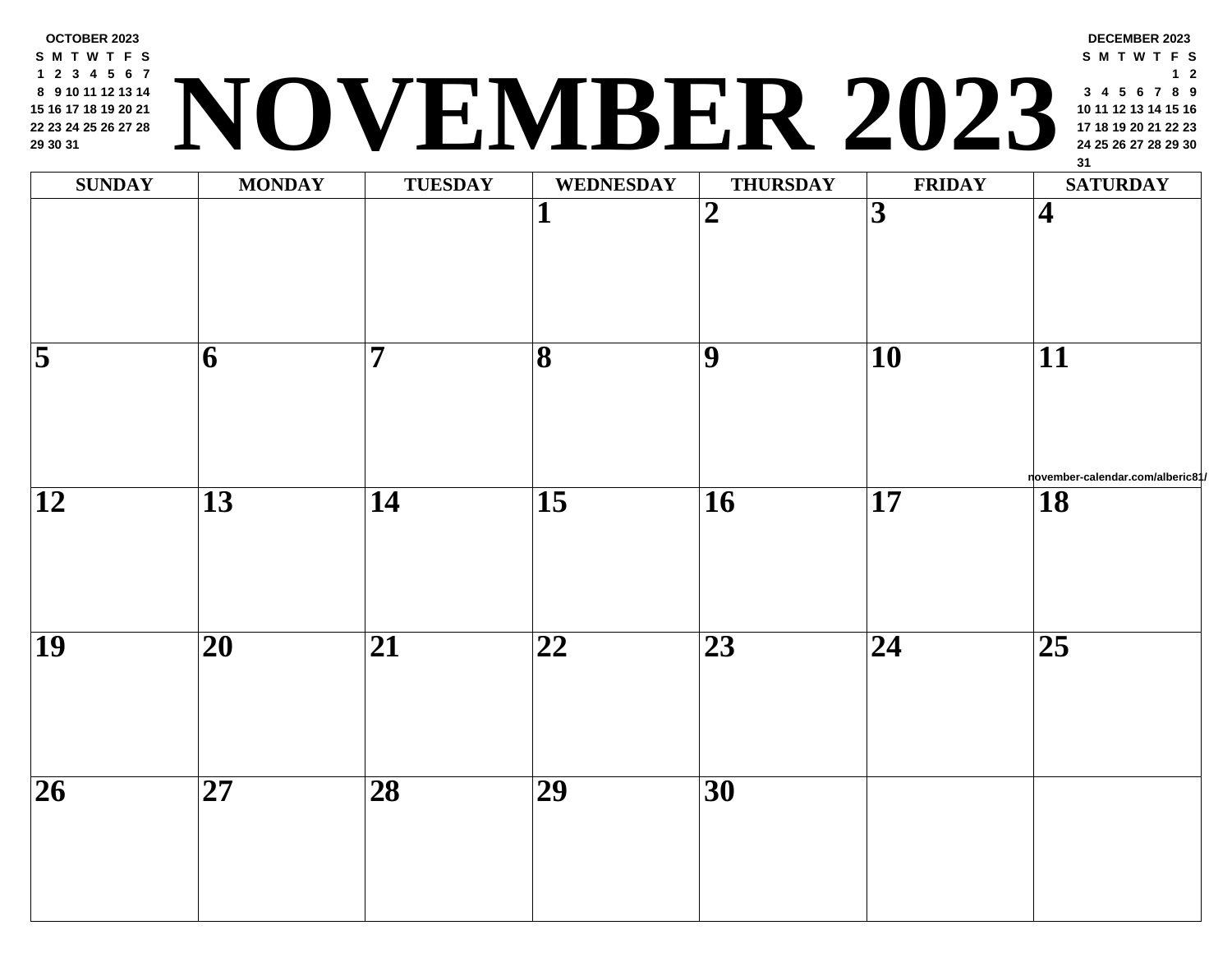# NOVEMBER 2023

**OCTOBER 2023**

| S | M | T | W | T | F | S |
|---|---|---|---|---|---|---|
| 1 | 2 | 3 | 4 | 5 | 6 | 7 |
| 8 | 9 | 10 | 11 | 12 | 13 | 14 |
| 15 | 16 | 17 | 18 | 19 | 20 | 21 |
| 22 | 23 | 24 | 25 | 26 | 27 | 28 |
| 29 | 30 | 31 | | | | |

**DECEMBER 2023**

| S | M | T | W | T | F | S |
|---|---|---|---|---|---|---|
| | | | | | 1 | 2 |
| 3 | 4 | 5 | 6 | 7 | 8 | 9 |
| 10 | 11 | 12 | 13 | 14 | 15 | 16 |
| 17 | 18 | 19 | 20 | 21 | 22 | 23 |
| 24 | 25 | 26 | 27 | 28 | 29 | 30 |
| 31 | | | | | | |

| SUNDAY | MONDAY | TUESDAY | WEDNESDAY | THURSDAY | FRIDAY | SATURDAY |
|---|---|---|---|---|---|---|
| | | | 1 | 2 | 3 | 4 |
| 5 | 6 | 7 | 8 | 9 | 10 | 11 |
| 12 | 13 | 14 | 15 | 16 | 17 | 18 |
| 19 | 20 | 21 | 22 | 23 | 24 | 25 |
| 26 | 27 | 28 | 29 | 30 | | |

november-calendar.com/alberic81/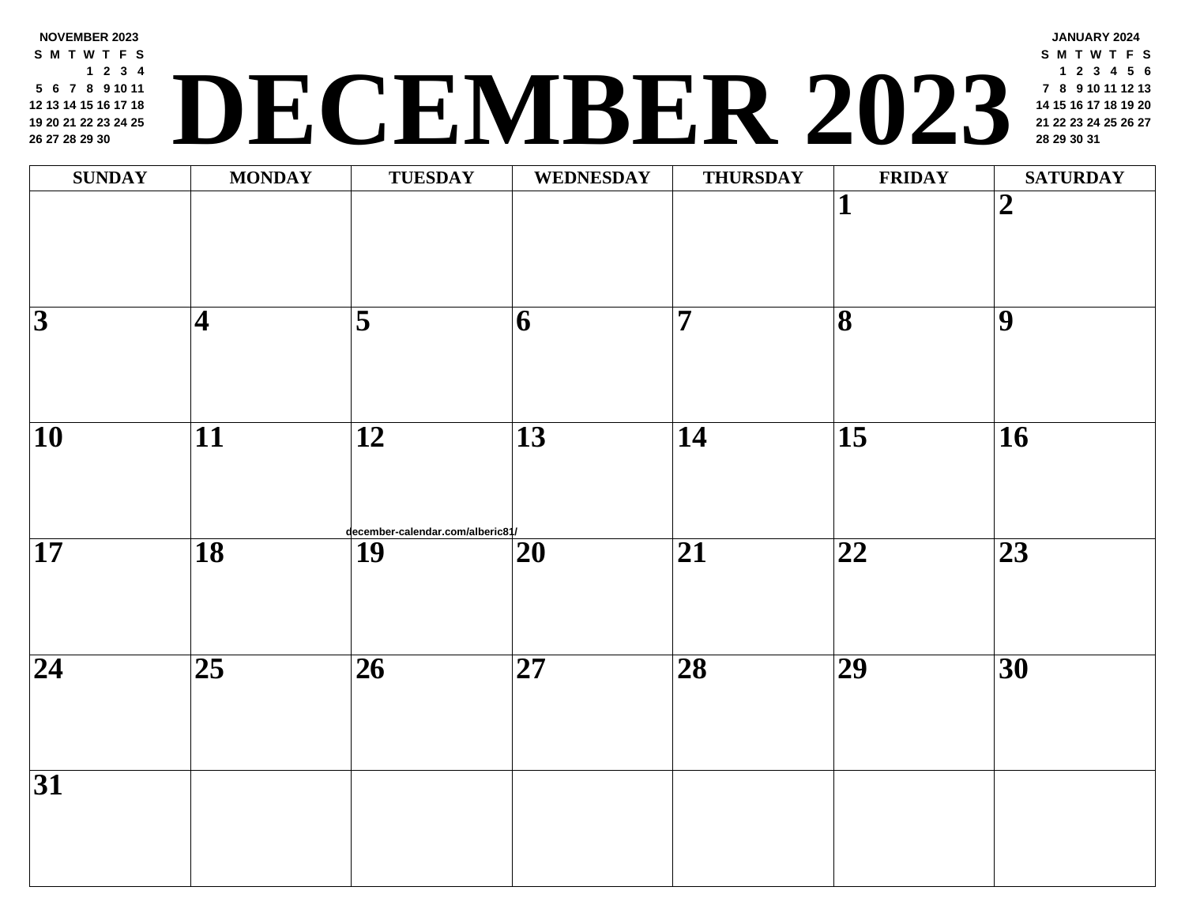# DECEMBER 2023

**NOVEMBER 2023**

| S | M | T | W | T | F | S |
|---|---|---|---|---|---|---|
| | | | 1 | 2 | 3 | 4 |
| 5 | 6 | 7 | 8 | 9 | 10 | 11 |
| 12 | 13 | 14 | 15 | 16 | 17 | 18 |
| 19 | 20 | 21 | 22 | 23 | 24 | 25 |
| 26 | 27 | 28 | 29 | 30 | | |

**JANUARY 2024**

| S | M | T | W | T | F | S |
|---|---|---|---|---|---|---|
| | 1 | 2 | 3 | 4 | 5 | 6 |
| 7 | 8 | 9 | 10 | 11 | 12 | 13 |
| 14 | 15 | 16 | 17 | 18 | 19 | 20 |
| 21 | 22 | 23 | 24 | 25 | 26 | 27 |
| 28 | 29 | 30 | 31 | | | |

| SUNDAY | MONDAY | TUESDAY | WEDNESDAY | THURSDAY | FRIDAY | SATURDAY |
|---|---|---|---|---|---|---|
| | | | | | 1 | 2 |
| 3 | 4 | 5 | 6 | 7 | 8 | 9 |
| 10 | 11 | 12 | 13 | 14 | 15 | 16 |
| 17 | 18 | 19 | 20 | 21 | 22 | 23 |
| 24 | 25 | 26 | 27 | 28 | 29 | 30 |
| 31 | | | | | | |

december-calendar.com/alberic81/